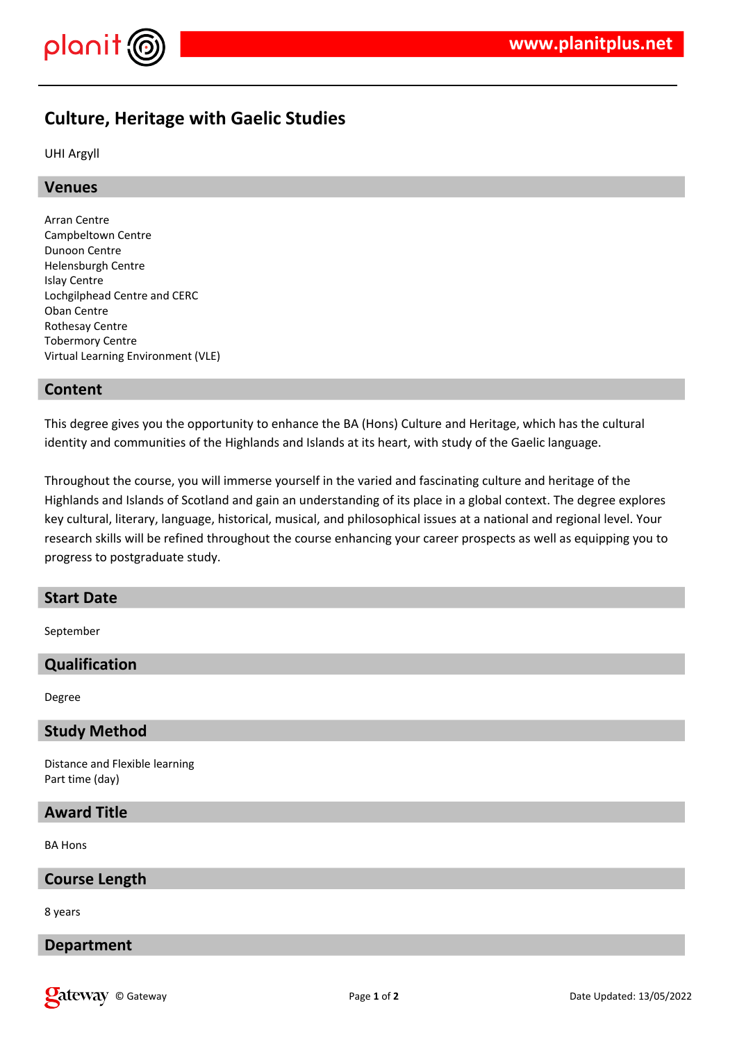# Culture, Heritage with Gaelic Studies

UHI Argyll

## Venues

Arran Centre
Campbeltown Centre
Dunoon Centre
Helensburgh Centre
Islay Centre
Lochgilphead Centre and CERC
Oban Centre
Rothesay Centre
Tobermory Centre
Virtual Learning Environment (VLE)

## Content

This degree gives you the opportunity to enhance the BA (Hons) Culture and Heritage, which has the cultural identity and communities of the Highlands and Islands at its heart, with study of the Gaelic language.

Throughout the course, you will immerse yourself in the varied and fascinating culture and heritage of the Highlands and Islands of Scotland and gain an understanding of its place in a global context. The degree explores key cultural, literary, language, historical, musical, and philosophical issues at a national and regional level. Your research skills will be refined throughout the course enhancing your career prospects as well as equipping you to progress to postgraduate study.

## Start Date

September

## Qualification

Degree

## Study Method

Distance and Flexible learning
Part time (day)

## Award Title

BA Hons

## Course Length

8 years

## Department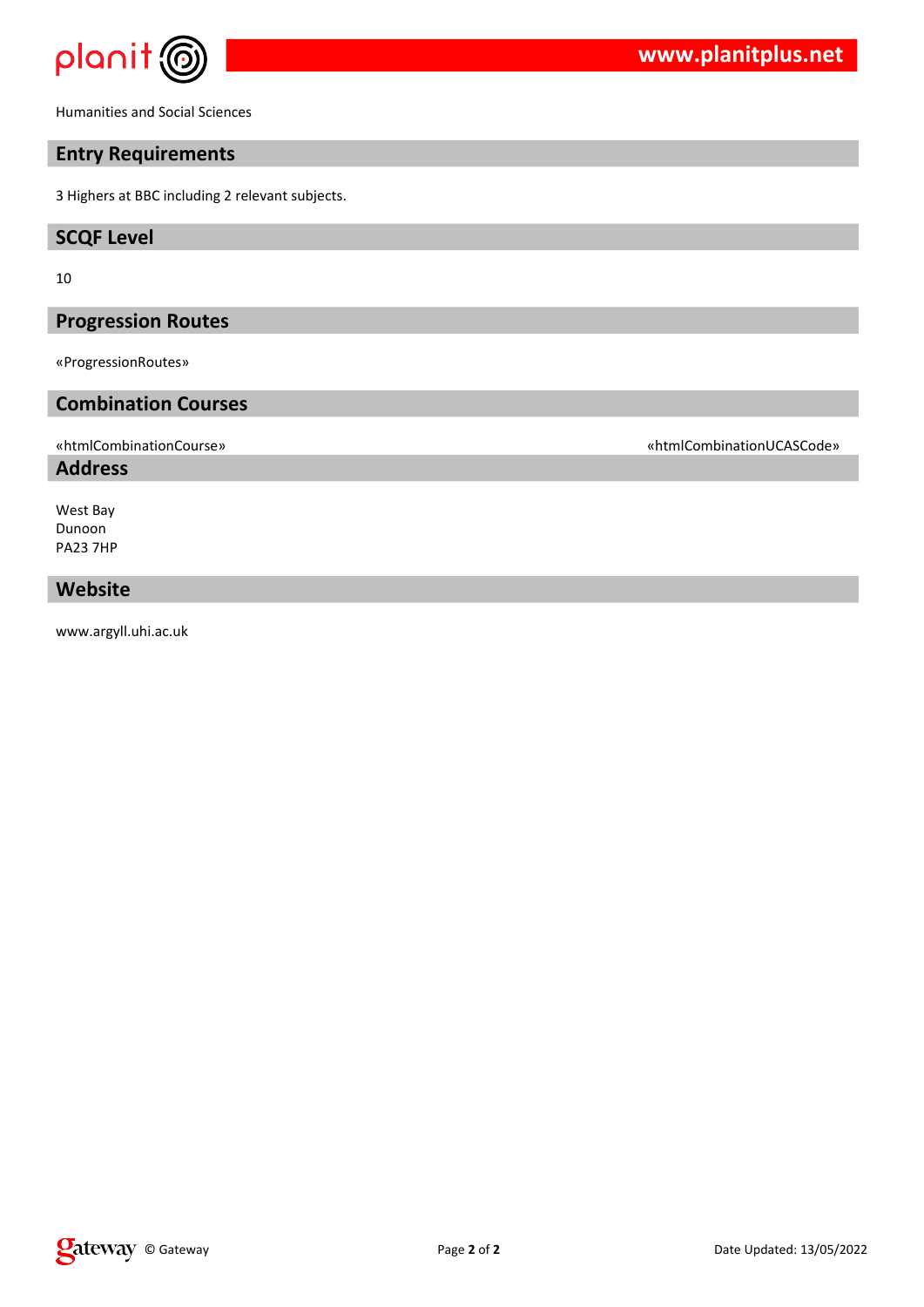Humanities and Social Sciences

## Entry Requirements

3 Highers at BBC including 2 relevant subjects.

## SCQF Level

10

## Progression Routes

«ProgressionRoutes»

## Combination Courses

«htmlCombinationCourse» «htmlCombinationUCASCode»

## Address

West Bay
Dunoon
PA23 7HP

## Website

www.argyll.uhi.ac.uk